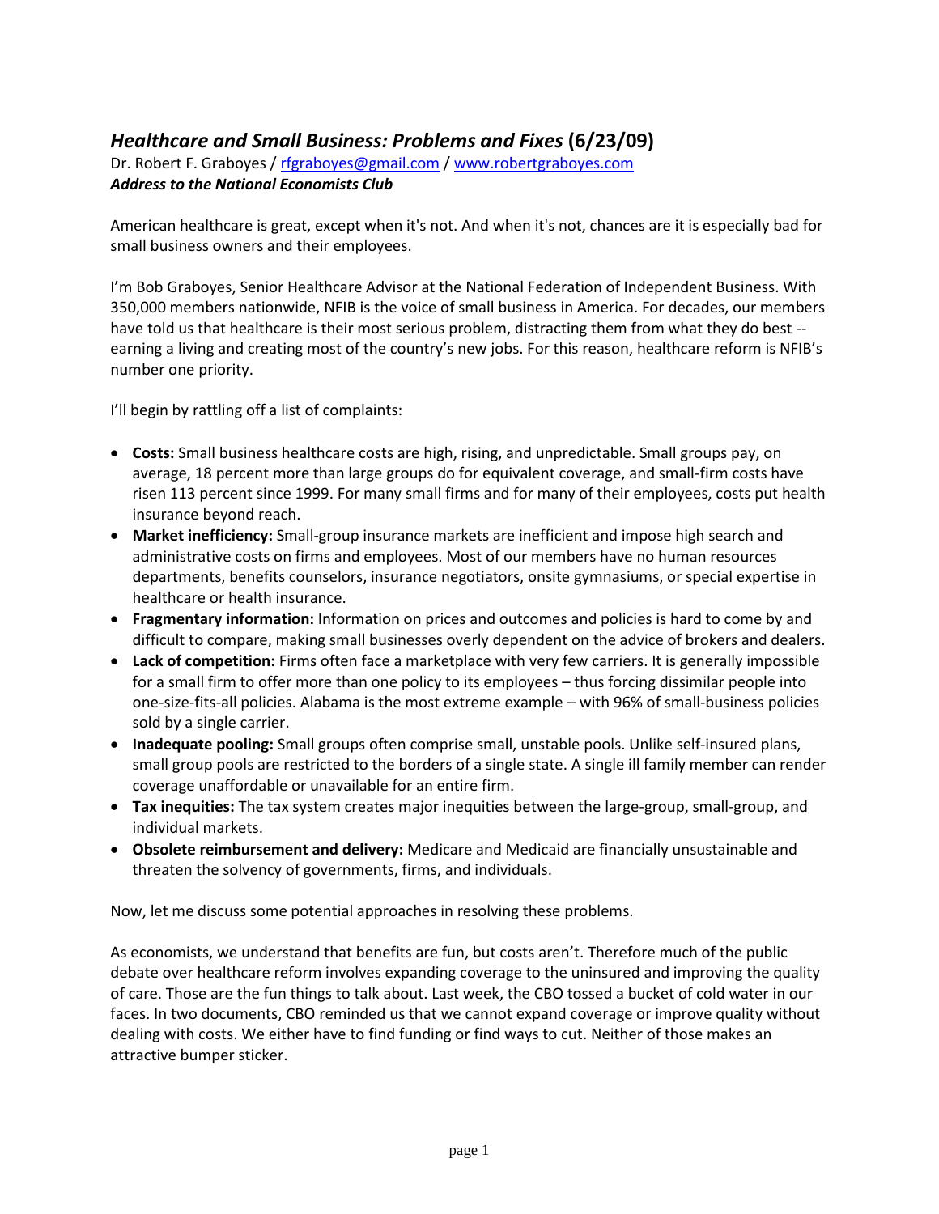# *Healthcare and Small Business: Problems and Fixes* (6/23/09)

Dr. Robert F. Graboyes / rfgraboyes@gmail.com / www.robertgraboyes.com
***Address to the National Economists Club***

American healthcare is great, except when it's not. And when it's not, chances are it is especially bad for small business owners and their employees.

I'm Bob Graboyes, Senior Healthcare Advisor at the National Federation of Independent Business. With 350,000 members nationwide, NFIB is the voice of small business in America. For decades, our members have told us that healthcare is their most serious problem, distracting them from what they do best -- earning a living and creating most of the country's new jobs. For this reason, healthcare reform is NFIB's number one priority.

I'll begin by rattling off a list of complaints:

- **Costs:** Small business healthcare costs are high, rising, and unpredictable. Small groups pay, on average, 18 percent more than large groups do for equivalent coverage, and small-firm costs have risen 113 percent since 1999. For many small firms and for many of their employees, costs put health insurance beyond reach.
- **Market inefficiency:** Small-group insurance markets are inefficient and impose high search and administrative costs on firms and employees. Most of our members have no human resources departments, benefits counselors, insurance negotiators, onsite gymnasiums, or special expertise in healthcare or health insurance.
- **Fragmentary information:** Information on prices and outcomes and policies is hard to come by and difficult to compare, making small businesses overly dependent on the advice of brokers and dealers.
- **Lack of competition:** Firms often face a marketplace with very few carriers. It is generally impossible for a small firm to offer more than one policy to its employees – thus forcing dissimilar people into one-size-fits-all policies. Alabama is the most extreme example – with 96% of small-business policies sold by a single carrier.
- **Inadequate pooling:** Small groups often comprise small, unstable pools. Unlike self-insured plans, small group pools are restricted to the borders of a single state. A single ill family member can render coverage unaffordable or unavailable for an entire firm.
- **Tax inequities:** The tax system creates major inequities between the large-group, small-group, and individual markets.
- **Obsolete reimbursement and delivery:** Medicare and Medicaid are financially unsustainable and threaten the solvency of governments, firms, and individuals.

Now, let me discuss some potential approaches in resolving these problems.

As economists, we understand that benefits are fun, but costs aren't. Therefore much of the public debate over healthcare reform involves expanding coverage to the uninsured and improving the quality of care. Those are the fun things to talk about. Last week, the CBO tossed a bucket of cold water in our faces. In two documents, CBO reminded us that we cannot expand coverage or improve quality without dealing with costs. We either have to find funding or find ways to cut. Neither of those makes an attractive bumper sticker.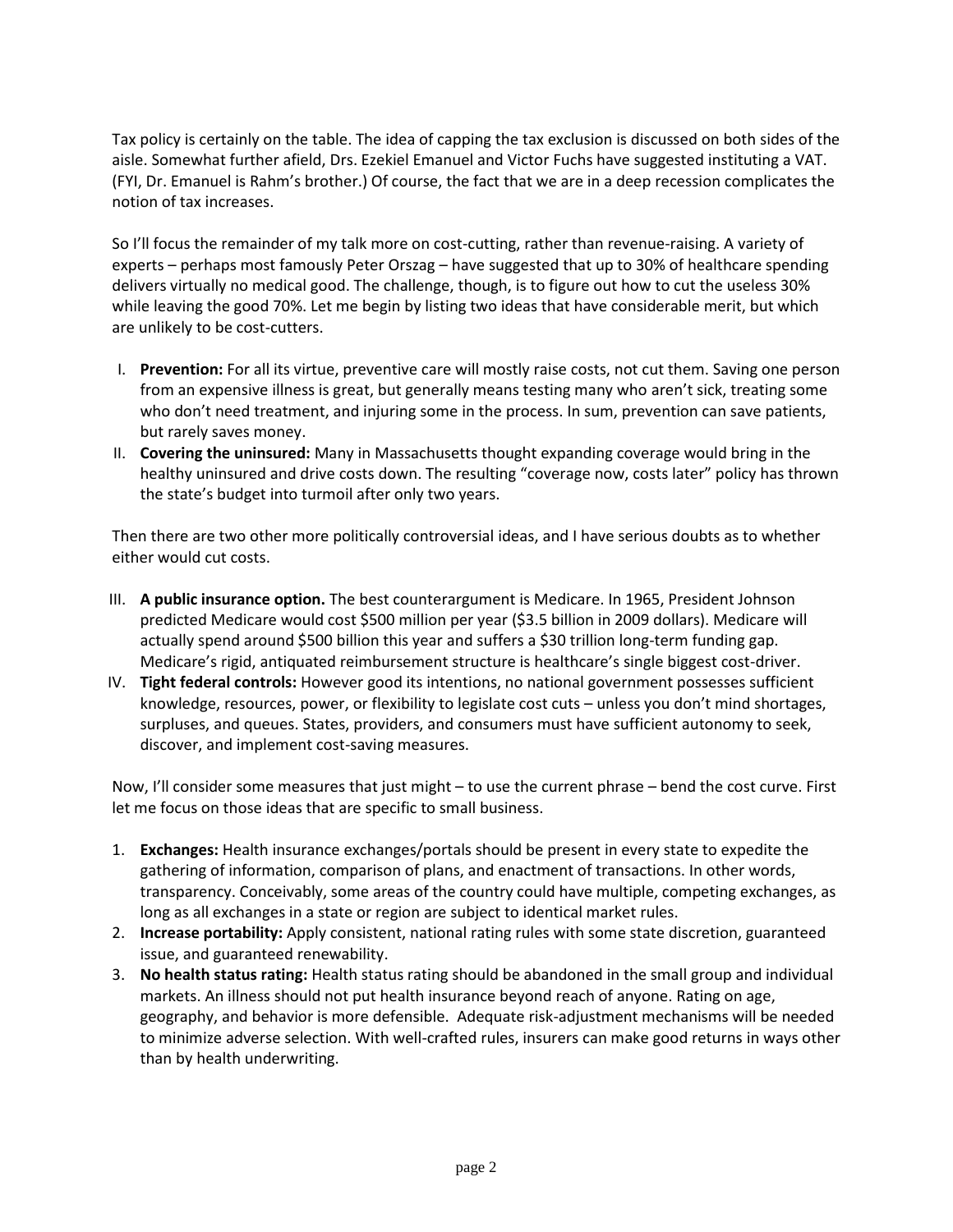Tax policy is certainly on the table. The idea of capping the tax exclusion is discussed on both sides of the aisle. Somewhat further afield, Drs. Ezekiel Emanuel and Victor Fuchs have suggested instituting a VAT. (FYI, Dr. Emanuel is Rahm's brother.) Of course, the fact that we are in a deep recession complicates the notion of tax increases.

So I'll focus the remainder of my talk more on cost-cutting, rather than revenue-raising. A variety of experts – perhaps most famously Peter Orszag – have suggested that up to 30% of healthcare spending delivers virtually no medical good. The challenge, though, is to figure out how to cut the useless 30% while leaving the good 70%. Let me begin by listing two ideas that have considerable merit, but which are unlikely to be cost-cutters.

I. **Prevention:** For all its virtue, preventive care will mostly raise costs, not cut them. Saving one person from an expensive illness is great, but generally means testing many who aren't sick, treating some who don't need treatment, and injuring some in the process. In sum, prevention can save patients, but rarely saves money.
II. **Covering the uninsured:** Many in Massachusetts thought expanding coverage would bring in the healthy uninsured and drive costs down. The resulting "coverage now, costs later" policy has thrown the state's budget into turmoil after only two years.

Then there are two other more politically controversial ideas, and I have serious doubts as to whether either would cut costs.

III. **A public insurance option.** The best counterargument is Medicare. In 1965, President Johnson predicted Medicare would cost $500 million per year ($3.5 billion in 2009 dollars). Medicare will actually spend around $500 billion this year and suffers a $30 trillion long-term funding gap. Medicare's rigid, antiquated reimbursement structure is healthcare's single biggest cost-driver.
IV. **Tight federal controls:** However good its intentions, no national government possesses sufficient knowledge, resources, power, or flexibility to legislate cost cuts – unless you don't mind shortages, surpluses, and queues. States, providers, and consumers must have sufficient autonomy to seek, discover, and implement cost-saving measures.

Now, I'll consider some measures that just might – to use the current phrase – bend the cost curve. First let me focus on those ideas that are specific to small business.

1. **Exchanges:** Health insurance exchanges/portals should be present in every state to expedite the gathering of information, comparison of plans, and enactment of transactions. In other words, transparency. Conceivably, some areas of the country could have multiple, competing exchanges, as long as all exchanges in a state or region are subject to identical market rules.
2. **Increase portability:** Apply consistent, national rating rules with some state discretion, guaranteed issue, and guaranteed renewability.
3. **No health status rating:** Health status rating should be abandoned in the small group and individual markets. An illness should not put health insurance beyond reach of anyone. Rating on age, geography, and behavior is more defensible. Adequate risk-adjustment mechanisms will be needed to minimize adverse selection. With well-crafted rules, insurers can make good returns in ways other than by health underwriting.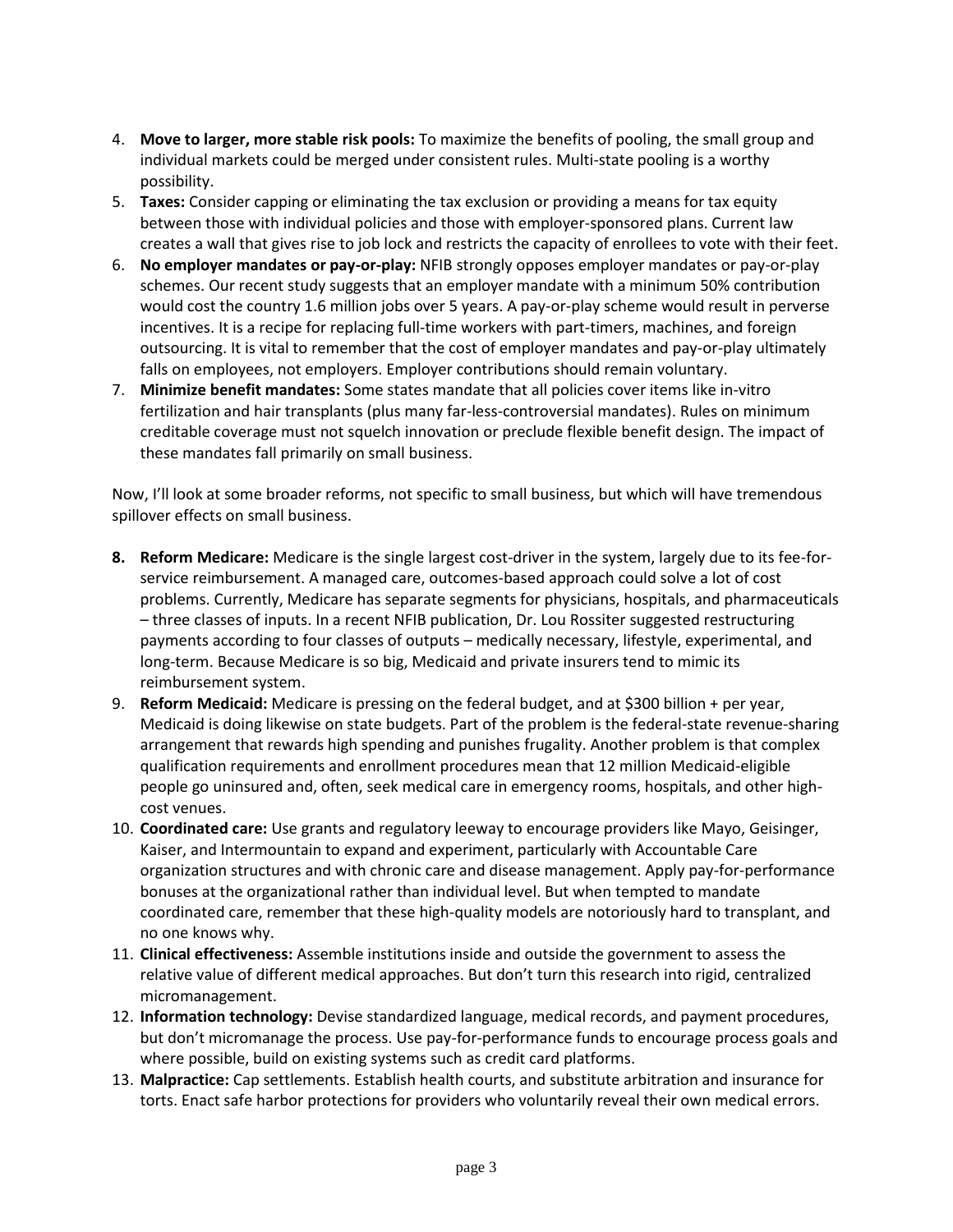4. **Move to larger, more stable risk pools:** To maximize the benefits of pooling, the small group and individual markets could be merged under consistent rules. Multi-state pooling is a worthy possibility.
5. **Taxes:** Consider capping or eliminating the tax exclusion or providing a means for tax equity between those with individual policies and those with employer-sponsored plans. Current law creates a wall that gives rise to job lock and restricts the capacity of enrollees to vote with their feet.
6. **No employer mandates or pay-or-play:** NFIB strongly opposes employer mandates or pay-or-play schemes. Our recent study suggests that an employer mandate with a minimum 50% contribution would cost the country 1.6 million jobs over 5 years. A pay-or-play scheme would result in perverse incentives. It is a recipe for replacing full-time workers with part-timers, machines, and foreign outsourcing. It is vital to remember that the cost of employer mandates and pay-or-play ultimately falls on employees, not employers. Employer contributions should remain voluntary.
7. **Minimize benefit mandates:** Some states mandate that all policies cover items like in-vitro fertilization and hair transplants (plus many far-less-controversial mandates). Rules on minimum creditable coverage must not squelch innovation or preclude flexible benefit design. The impact of these mandates fall primarily on small business.

Now, I'll look at some broader reforms, not specific to small business, but which will have tremendous spillover effects on small business.

8. **Reform Medicare:** Medicare is the single largest cost-driver in the system, largely due to its fee-for-service reimbursement. A managed care, outcomes-based approach could solve a lot of cost problems. Currently, Medicare has separate segments for physicians, hospitals, and pharmaceuticals – three classes of inputs. In a recent NFIB publication, Dr. Lou Rossiter suggested restructuring payments according to four classes of outputs – medically necessary, lifestyle, experimental, and long-term. Because Medicare is so big, Medicaid and private insurers tend to mimic its reimbursement system.
9. **Reform Medicaid:** Medicare is pressing on the federal budget, and at $300 billion + per year, Medicaid is doing likewise on state budgets. Part of the problem is the federal-state revenue-sharing arrangement that rewards high spending and punishes frugality. Another problem is that complex qualification requirements and enrollment procedures mean that 12 million Medicaid-eligible people go uninsured and, often, seek medical care in emergency rooms, hospitals, and other high-cost venues.
10. **Coordinated care:** Use grants and regulatory leeway to encourage providers like Mayo, Geisinger, Kaiser, and Intermountain to expand and experiment, particularly with Accountable Care organization structures and with chronic care and disease management. Apply pay-for-performance bonuses at the organizational rather than individual level. But when tempted to mandate coordinated care, remember that these high-quality models are notoriously hard to transplant, and no one knows why.
11. **Clinical effectiveness:** Assemble institutions inside and outside the government to assess the relative value of different medical approaches. But don't turn this research into rigid, centralized micromanagement.
12. **Information technology:** Devise standardized language, medical records, and payment procedures, but don't micromanage the process. Use pay-for-performance funds to encourage process goals and where possible, build on existing systems such as credit card platforms.
13. **Malpractice:** Cap settlements. Establish health courts, and substitute arbitration and insurance for torts. Enact safe harbor protections for providers who voluntarily reveal their own medical errors.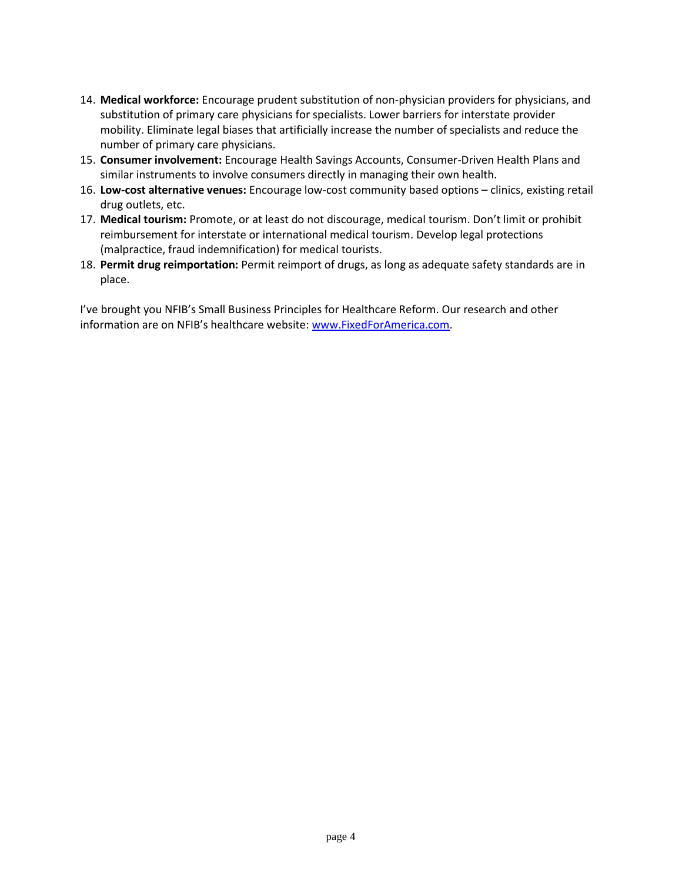14. **Medical workforce:** Encourage prudent substitution of non-physician providers for physicians, and substitution of primary care physicians for specialists. Lower barriers for interstate provider mobility. Eliminate legal biases that artificially increase the number of specialists and reduce the number of primary care physicians.
15. **Consumer involvement:** Encourage Health Savings Accounts, Consumer-Driven Health Plans and similar instruments to involve consumers directly in managing their own health.
16. **Low-cost alternative venues:** Encourage low-cost community based options – clinics, existing retail drug outlets, etc.
17. **Medical tourism:** Promote, or at least do not discourage, medical tourism. Don't limit or prohibit reimbursement for interstate or international medical tourism. Develop legal protections (malpractice, fraud indemnification) for medical tourists.
18. **Permit drug reimportation:** Permit reimport of drugs, as long as adequate safety standards are in place.

I've brought you NFIB's Small Business Principles for Healthcare Reform. Our research and other information are on NFIB's healthcare website: [www.FixedForAmerica.com](http://www.FixedForAmerica.com).